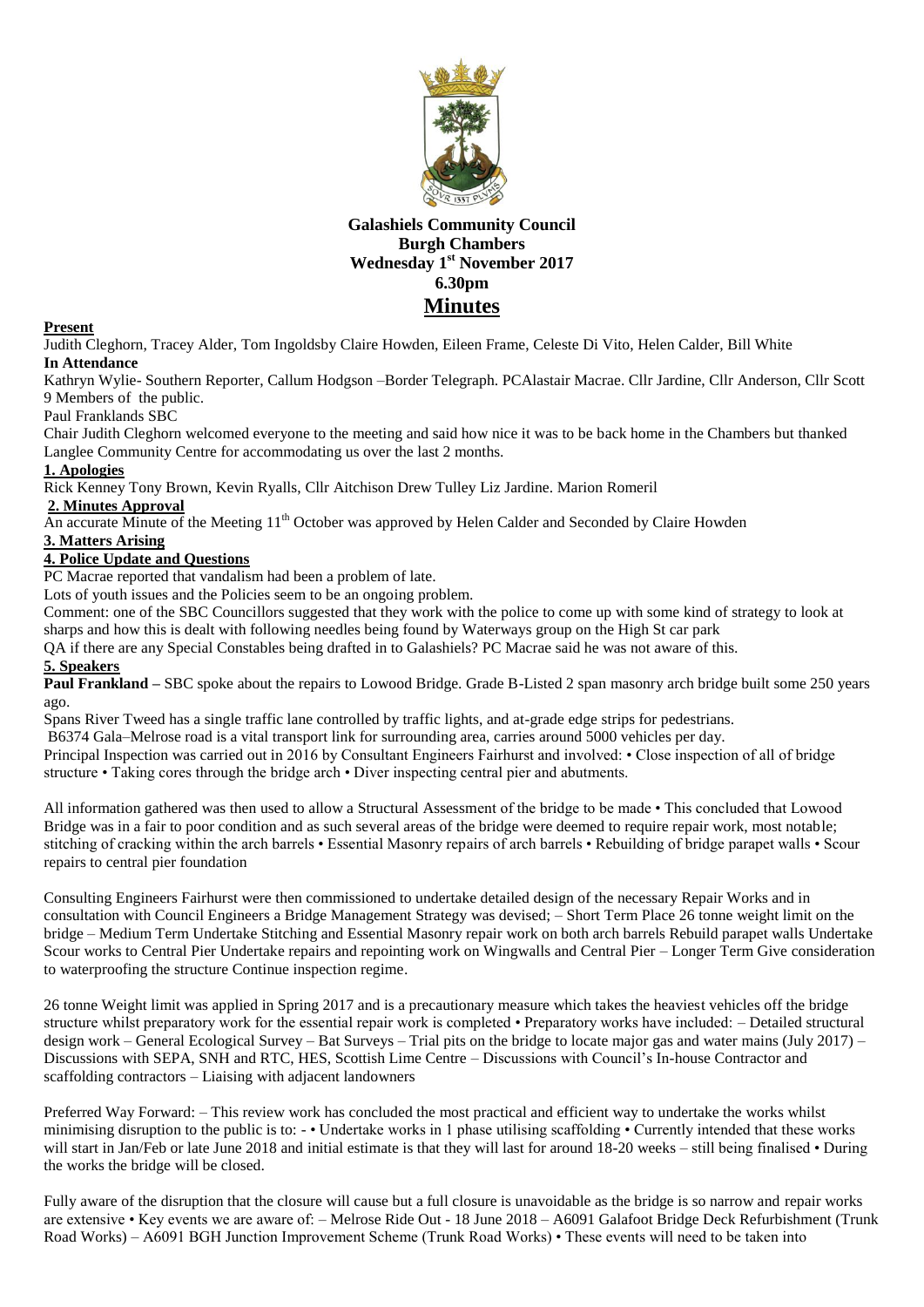**Galashiels Community Council**
**Burgh Chambers**
**Wednesday 1st November 2017**
**6.30pm**

# Minutes

**Present**

Judith Cleghorn, Tracey Alder, Tom Ingoldsby Claire Howden, Eileen Frame, Celeste Di Vito, Helen Calder, Bill White

**In Attendance**

Kathryn Wylie- Southern Reporter, Callum Hodgson –Border Telegraph. PCAlastair Macrae. Cllr Jardine, Cllr Anderson, Cllr Scott 9 Members of the public.

Paul Franklands SBC

Chair Judith Cleghorn welcomed everyone to the meeting and said how nice it was to be back home in the Chambers but thanked Langlee Community Centre for accommodating us over the last 2 months.

**1. Apologies**

Rick Kenney Tony Brown, Kevin Ryalls, Cllr Aitchison Drew Tulley Liz Jardine. Marion Romeril

**2. Minutes Approval**

An accurate Minute of the Meeting 11th October was approved by Helen Calder and Seconded by Claire Howden

**3. Matters Arising**

**4. Police Update and Questions**

PC Macrae reported that vandalism had been a problem of late.

Lots of youth issues and the Policies seem to be an ongoing problem.

Comment: one of the SBC Councillors suggested that they work with the police to come up with some kind of strategy to look at sharps and how this is dealt with following needles being found by Waterways group on the High St car park

QA if there are any Special Constables being drafted in to Galashiels? PC Macrae said he was not aware of this.

**5. Speakers**

**Paul Frankland –** SBC spoke about the repairs to Lowood Bridge. Grade B-Listed 2 span masonry arch bridge built some 250 years ago.

Spans River Tweed has a single traffic lane controlled by traffic lights, and at-grade edge strips for pedestrians.

B6374 Gala–Melrose road is a vital transport link for surrounding area, carries around 5000 vehicles per day.

Principal Inspection was carried out in 2016 by Consultant Engineers Fairhurst and involved: • Close inspection of all of bridge structure • Taking cores through the bridge arch • Diver inspecting central pier and abutments.

All information gathered was then used to allow a Structural Assessment of the bridge to be made • This concluded that Lowood Bridge was in a fair to poor condition and as such several areas of the bridge were deemed to require repair work, most notable; stitching of cracking within the arch barrels • Essential Masonry repairs of arch barrels • Rebuilding of bridge parapet walls • Scour repairs to central pier foundation

Consulting Engineers Fairhurst were then commissioned to undertake detailed design of the necessary Repair Works and in consultation with Council Engineers a Bridge Management Strategy was devised; – Short Term Place 26 tonne weight limit on the bridge – Medium Term Undertake Stitching and Essential Masonry repair work on both arch barrels Rebuild parapet walls Undertake Scour works to Central Pier Undertake repairs and repointing work on Wingwalls and Central Pier – Longer Term Give consideration to waterproofing the structure Continue inspection regime.

26 tonne Weight limit was applied in Spring 2017 and is a precautionary measure which takes the heaviest vehicles off the bridge structure whilst preparatory work for the essential repair work is completed • Preparatory works have included: – Detailed structural design work – General Ecological Survey – Bat Surveys – Trial pits on the bridge to locate major gas and water mains (July 2017) – Discussions with SEPA, SNH and RTC, HES, Scottish Lime Centre – Discussions with Council's In-house Contractor and scaffolding contractors – Liaising with adjacent landowners

Preferred Way Forward: – This review work has concluded the most practical and efficient way to undertake the works whilst minimising disruption to the public is to: - • Undertake works in 1 phase utilising scaffolding • Currently intended that these works will start in Jan/Feb or late June 2018 and initial estimate is that they will last for around 18-20 weeks – still being finalised • During the works the bridge will be closed.

Fully aware of the disruption that the closure will cause but a full closure is unavoidable as the bridge is so narrow and repair works are extensive • Key events we are aware of: – Melrose Ride Out - 18 June 2018 – A6091 Galafoot Bridge Deck Refurbishment (Trunk Road Works) – A6091 BGH Junction Improvement Scheme (Trunk Road Works) • These events will need to be taken into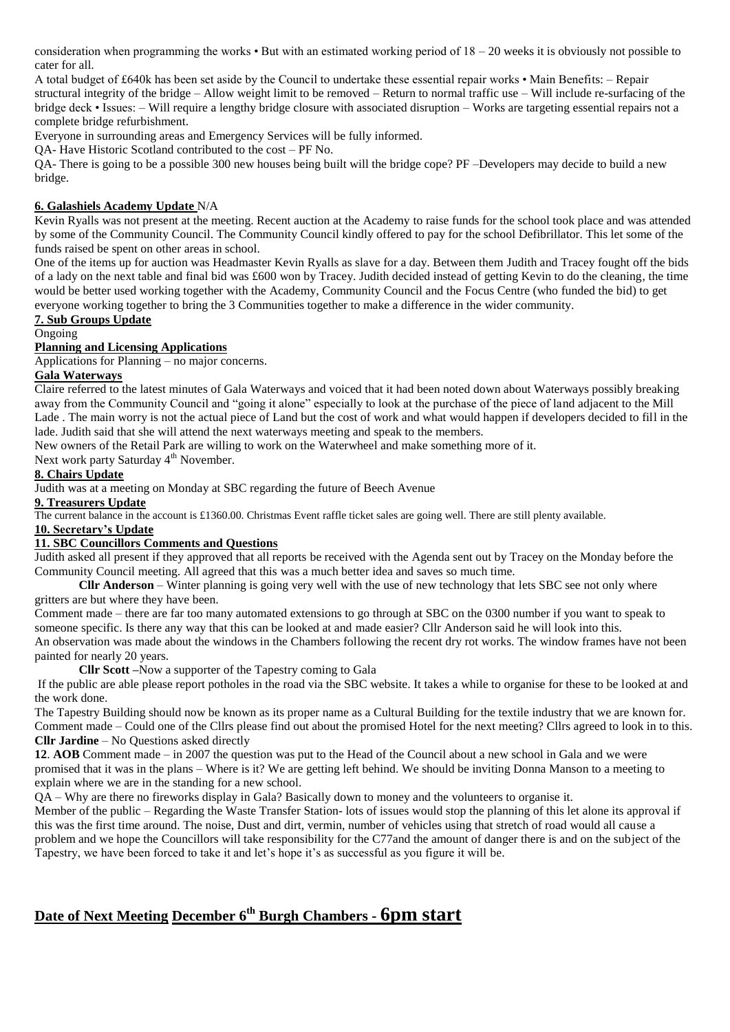consideration when programming the works • But with an estimated working period of 18 – 20 weeks it is obviously not possible to cater for all.

A total budget of £640k has been set aside by the Council to undertake these essential repair works • Main Benefits: – Repair structural integrity of the bridge – Allow weight limit to be removed – Return to normal traffic use – Will include re-surfacing of the bridge deck • Issues: – Will require a lengthy bridge closure with associated disruption – Works are targeting essential repairs not a complete bridge refurbishment.

Everyone in surrounding areas and Emergency Services will be fully informed.

QA- Have Historic Scotland contributed to the cost – PF No.

QA- There is going to be a possible 300 new houses being built will the bridge cope? PF –Developers may decide to build a new bridge.

**6. Galashiels Academy Update** N/A

Kevin Ryalls was not present at the meeting. Recent auction at the Academy to raise funds for the school took place and was attended by some of the Community Council. The Community Council kindly offered to pay for the school Defibrillator. This let some of the funds raised be spent on other areas in school.

One of the items up for auction was Headmaster Kevin Ryalls as slave for a day. Between them Judith and Tracey fought off the bids of a lady on the next table and final bid was £600 won by Tracey. Judith decided instead of getting Kevin to do the cleaning, the time would be better used working together with the Academy, Community Council and the Focus Centre (who funded the bid) to get everyone working together to bring the 3 Communities together to make a difference in the wider community.

**7. Sub Groups Update**

Ongoing

**Planning and Licensing Applications**

Applications for Planning – no major concerns.

**Gala Waterways**

Claire referred to the latest minutes of Gala Waterways and voiced that it had been noted down about Waterways possibly breaking away from the Community Council and "going it alone" especially to look at the purchase of the piece of land adjacent to the Mill Lade . The main worry is not the actual piece of Land but the cost of work and what would happen if developers decided to fill in the lade. Judith said that she will attend the next waterways meeting and speak to the members.

New owners of the Retail Park are willing to work on the Waterwheel and make something more of it.

Next work party Saturday 4th November.

**8. Chairs Update**

Judith was at a meeting on Monday at SBC regarding the future of Beech Avenue

**9. Treasurers Update**

The current balance in the account is £1360.00. Christmas Event raffle ticket sales are going well. There are still plenty available.

**10. Secretary's Update**

**11. SBC Councillors Comments and Questions**

Judith asked all present if they approved that all reports be received with the Agenda sent out by Tracey on the Monday before the Community Council meeting. All agreed that this was a much better idea and saves so much time.

**Cllr Anderson** – Winter planning is going very well with the use of new technology that lets SBC see not only where gritters are but where they have been.

Comment made – there are far too many automated extensions to go through at SBC on the 0300 number if you want to speak to someone specific. Is there any way that this can be looked at and made easier? Cllr Anderson said he will look into this.

An observation was made about the windows in the Chambers following the recent dry rot works. The window frames have not been painted for nearly 20 years.

**Cllr Scott** –Now a supporter of the Tapestry coming to Gala

If the public are able please report potholes in the road via the SBC website. It takes a while to organise for these to be looked at and the work done.

The Tapestry Building should now be known as its proper name as a Cultural Building for the textile industry that we are known for.

Comment made – Could one of the Cllrs please find out about the promised Hotel for the next meeting? Cllrs agreed to look in to this.

**Cllr Jardine** – No Questions asked directly

**12**. **AOB** Comment made – in 2007 the question was put to the Head of the Council about a new school in Gala and we were promised that it was in the plans – Where is it? We are getting left behind. We should be inviting Donna Manson to a meeting to explain where we are in the standing for a new school.

QA – Why are there no fireworks display in Gala? Basically down to money and the volunteers to organise it.

Member of the public – Regarding the Waste Transfer Station- lots of issues would stop the planning of this let alone its approval if this was the first time around. The noise, Dust and dirt, vermin, number of vehicles using that stretch of road would all cause a problem and we hope the Councillors will take responsibility for the C77and the amount of danger there is and on the subject of the Tapestry, we have been forced to take it and let's hope it's as successful as you figure it will be.

## Date of Next Meeting December 6th Burgh Chambers - 6pm start